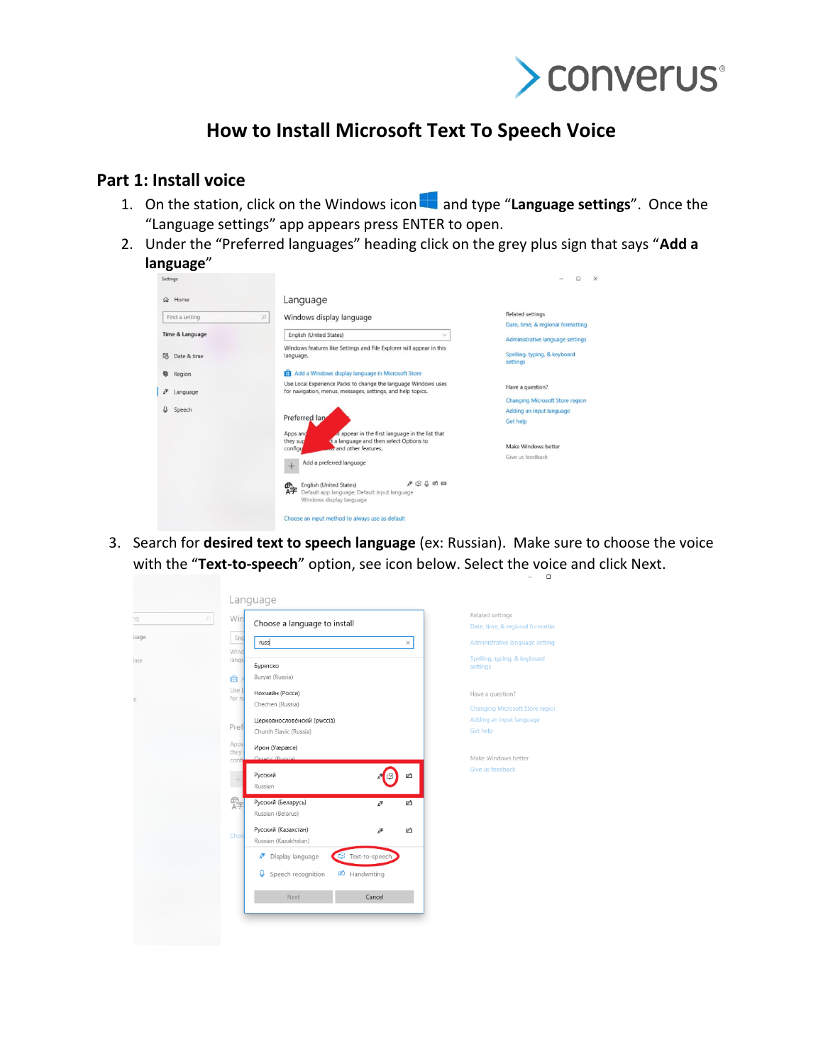# How to Install Microsoft Text To Speech Voice

## Part 1: Install voice

1. On the station, click on the Windows icon and type "**Language settings**". Once the "Language settings" app appears press ENTER to open.
2. Under the "Preferred languages" heading click on the grey plus sign that says "**Add a language**"
3. Search for **desired text to speech language** (ex: Russian). Make sure to choose the voice with the "**Text-to-speech**" option, see icon below. Select the voice and click Next.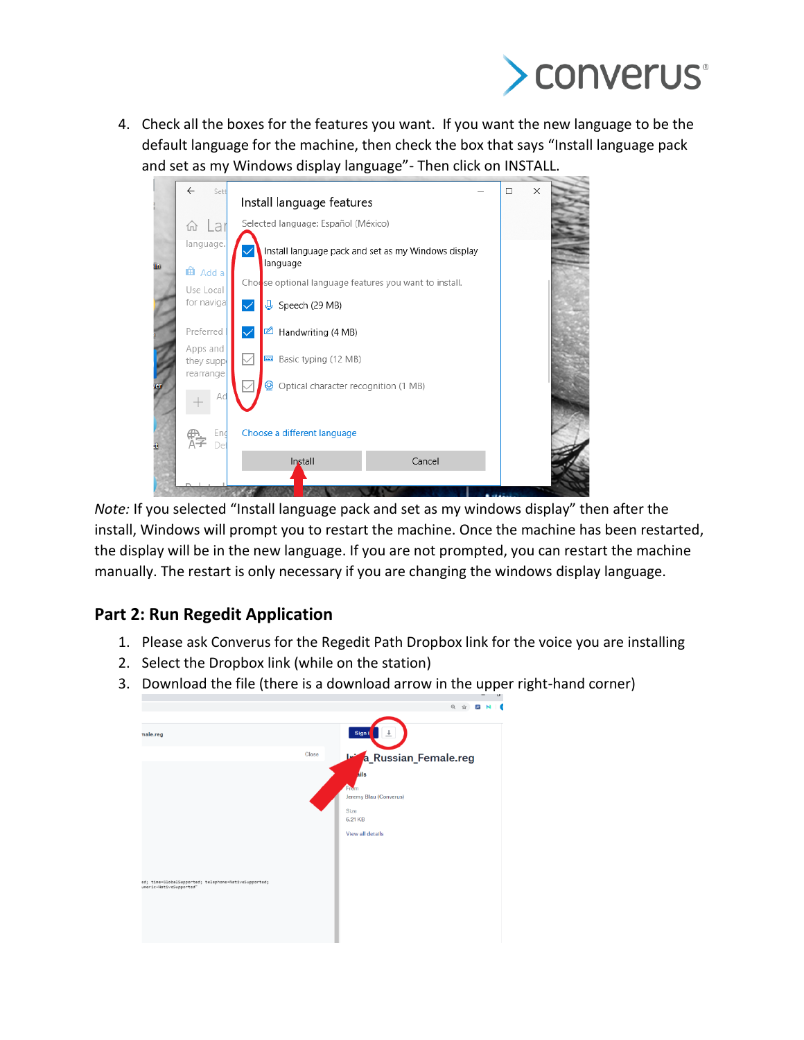4. Check all the boxes for the features you want. If you want the new language to be the default language for the machine, then check the box that says "Install language pack and set as my Windows display language"- Then click on INSTALL.

*Note:* If you selected "Install language pack and set as my windows display" then after the install, Windows will prompt you to restart the machine. Once the machine has been restarted, the display will be in the new language. If you are not prompted, you can restart the machine manually. The restart is only necessary if you are changing the windows display language.

## Part 2: Run Regedit Application

1. Please ask Converus for the Regedit Path Dropbox link for the voice you are installing
2. Select the Dropbox link (while on the station)
3. Download the file (there is a download arrow in the upper right-hand corner)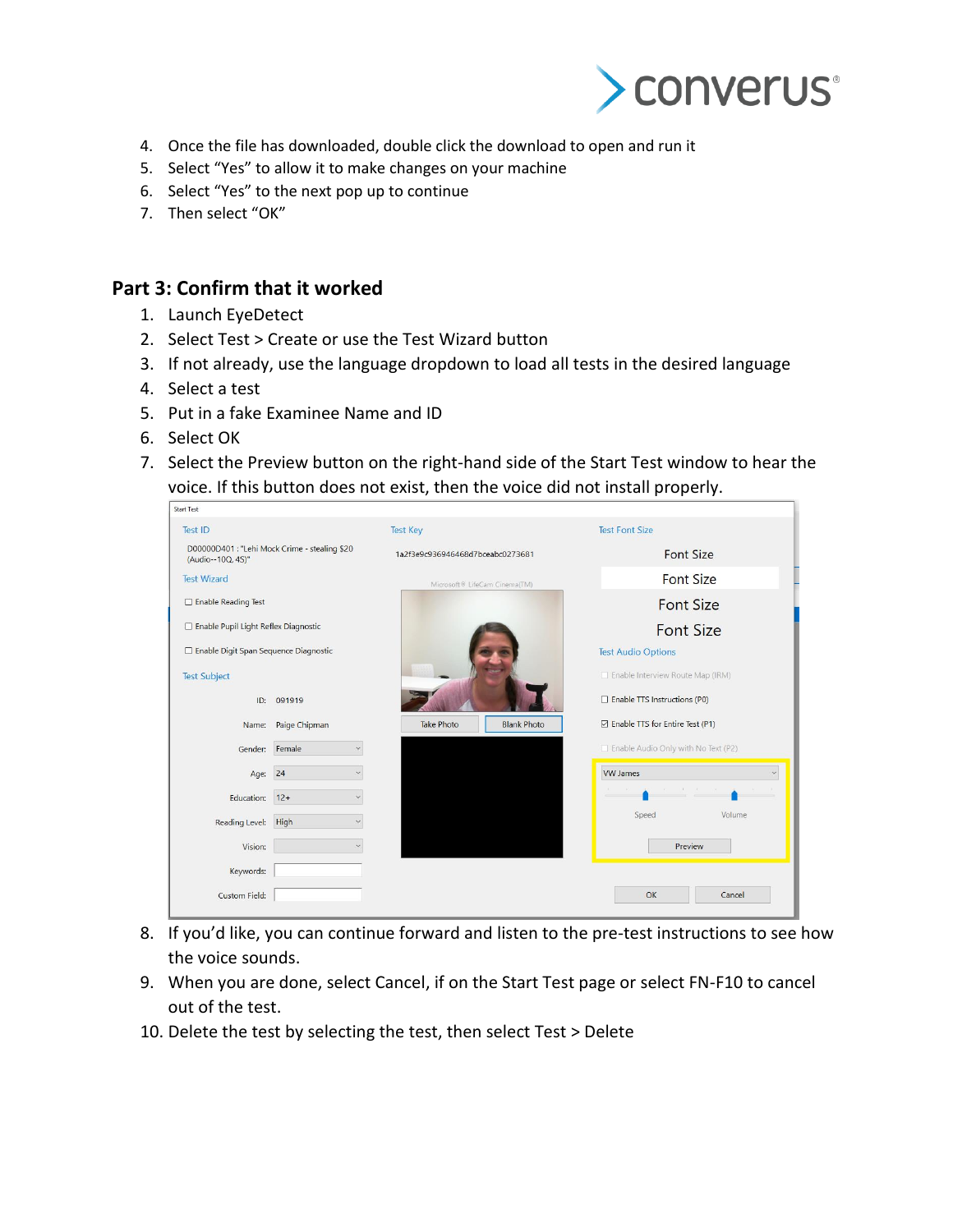4. Once the file has downloaded, double click the download to open and run it
5. Select "Yes" to allow it to make changes on your machine
6. Select "Yes" to the next pop up to continue
7. Then select "OK"

## Part 3: Confirm that it worked

1. Launch EyeDetect
2. Select Test > Create or use the Test Wizard button
3. If not already, use the language dropdown to load all tests in the desired language
4. Select a test
5. Put in a fake Examinee Name and ID
6. Select OK
7. Select the Preview button on the right-hand side of the Start Test window to hear the voice. If this button does not exist, then the voice did not install properly.
8. If you'd like, you can continue forward and listen to the pre-test instructions to see how the voice sounds.
9. When you are done, select Cancel, if on the Start Test page or select FN-F10 to cancel out of the test.
10. Delete the test by selecting the test, then select Test > Delete